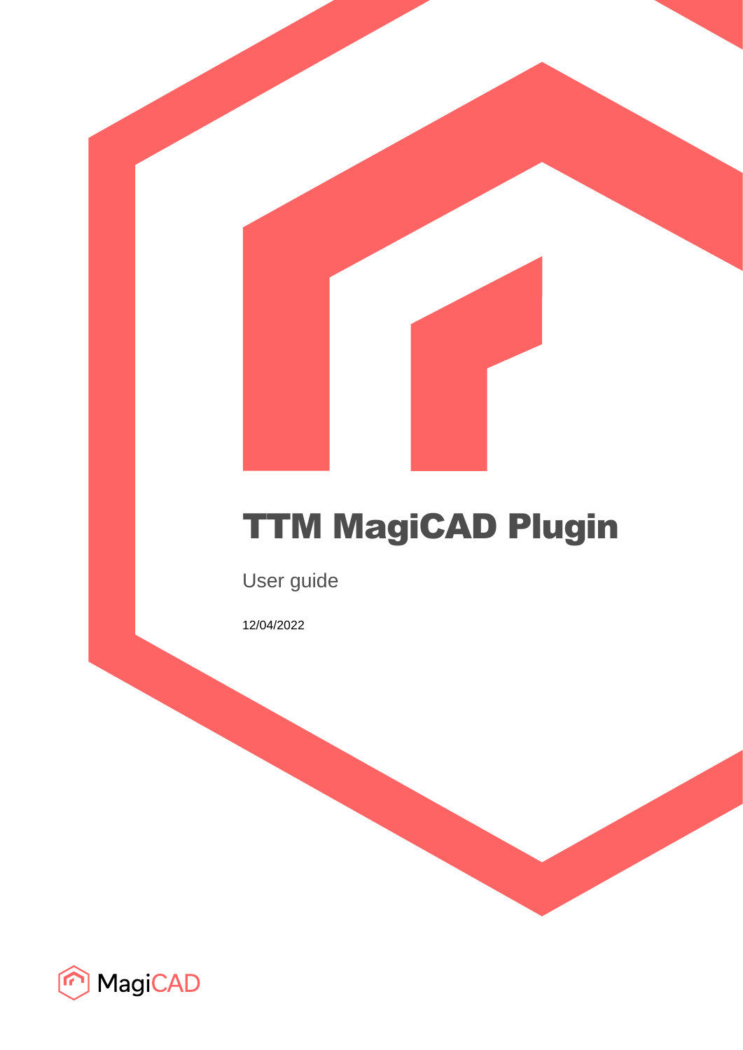# TTM MagiCAD Plugin

User guide

12/04/2022

MagiCAD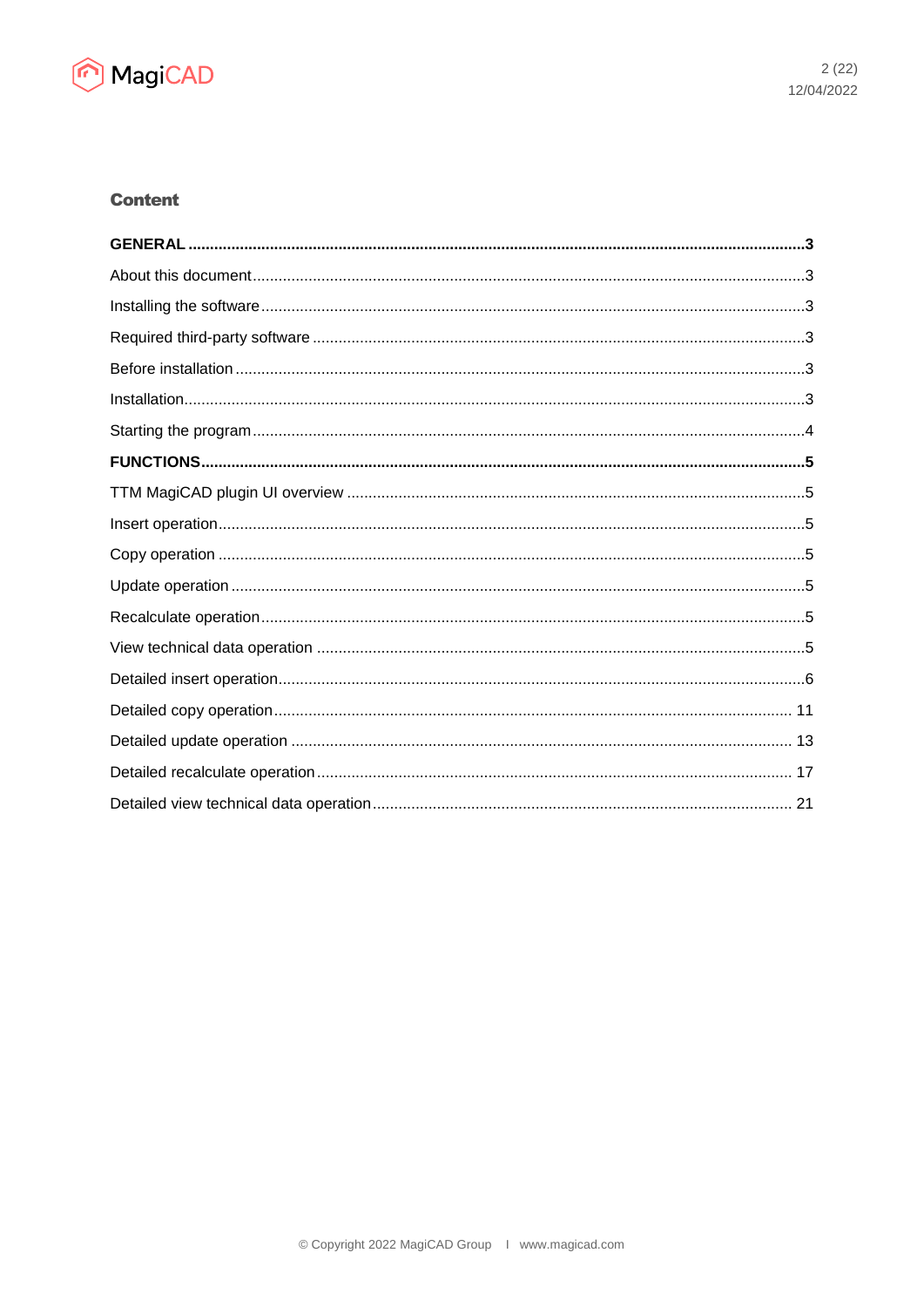## Content

**GENERAL ..................................................................................................3**

About this document..................................................................................................3

Installing the software..................................................................................................3

Required third-party software ..................................................................................................3

Before installation ..................................................................................................3

Installation..................................................................................................3

Starting the program..................................................................................................4

**FUNCTIONS..................................................................................................5**

TTM MagiCAD plugin UI overview ..................................................................................................5

Insert operation..................................................................................................5

Copy operation ..................................................................................................5

Update operation ..................................................................................................5

Recalculate operation..................................................................................................5

View technical data operation ..................................................................................................5

Detailed insert operation..................................................................................................6

Detailed copy operation.................................................................................................. 11

Detailed update operation .................................................................................................. 13

Detailed recalculate operation.................................................................................................. 17

Detailed view technical data operation.................................................................................................. 21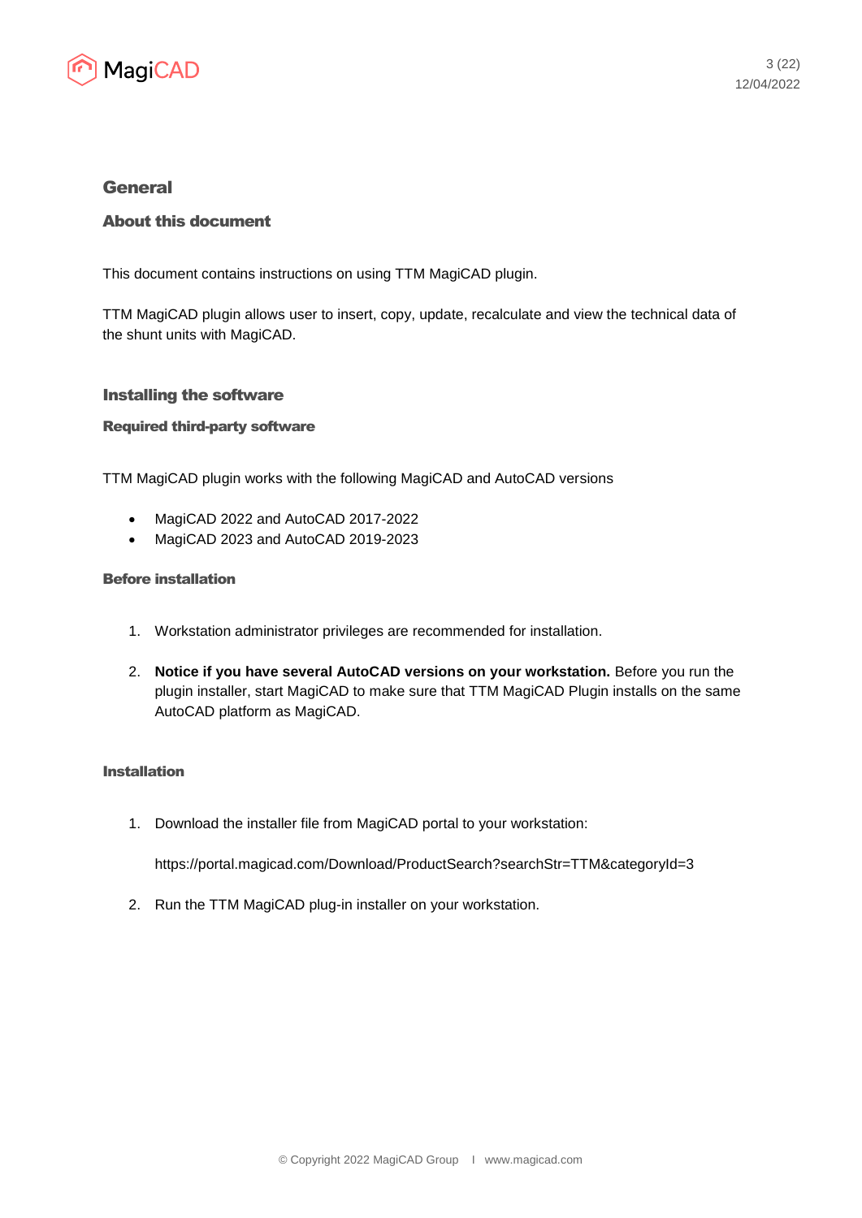# General

## About this document

This document contains instructions on using TTM MagiCAD plugin.

TTM MagiCAD plugin allows user to insert, copy, update, recalculate and view the technical data of the shunt units with MagiCAD.

## Installing the software

### Required third-party software

TTM MagiCAD plugin works with the following MagiCAD and AutoCAD versions

- MagiCAD 2022 and AutoCAD 2017-2022
- MagiCAD 2023 and AutoCAD 2019-2023

### Before installation

1. Workstation administrator privileges are recommended for installation.

2. **Notice if you have several AutoCAD versions on your workstation.** Before you run the plugin installer, start MagiCAD to make sure that TTM MagiCAD Plugin installs on the same AutoCAD platform as MagiCAD.

### Installation

1. Download the installer file from MagiCAD portal to your workstation:

   https://portal.magicad.com/Download/ProductSearch?searchStr=TTM&categoryId=3

2. Run the TTM MagiCAD plug-in installer on your workstation.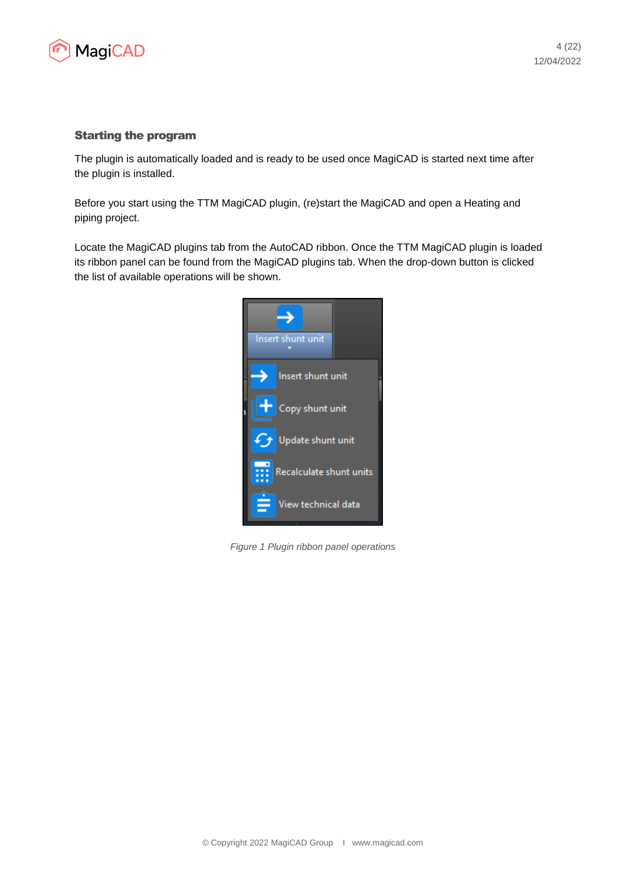## Starting the program

The plugin is automatically loaded and is ready to be used once MagiCAD is started next time after the plugin is installed.

Before you start using the TTM MagiCAD plugin, (re)start the MagiCAD and open a Heating and piping project.

Locate the MagiCAD plugins tab from the AutoCAD ribbon. Once the TTM MagiCAD plugin is loaded its ribbon panel can be found from the MagiCAD plugins tab. When the drop-down button is clicked the list of available operations will be shown.

*Figure 1 Plugin ribbon panel operations*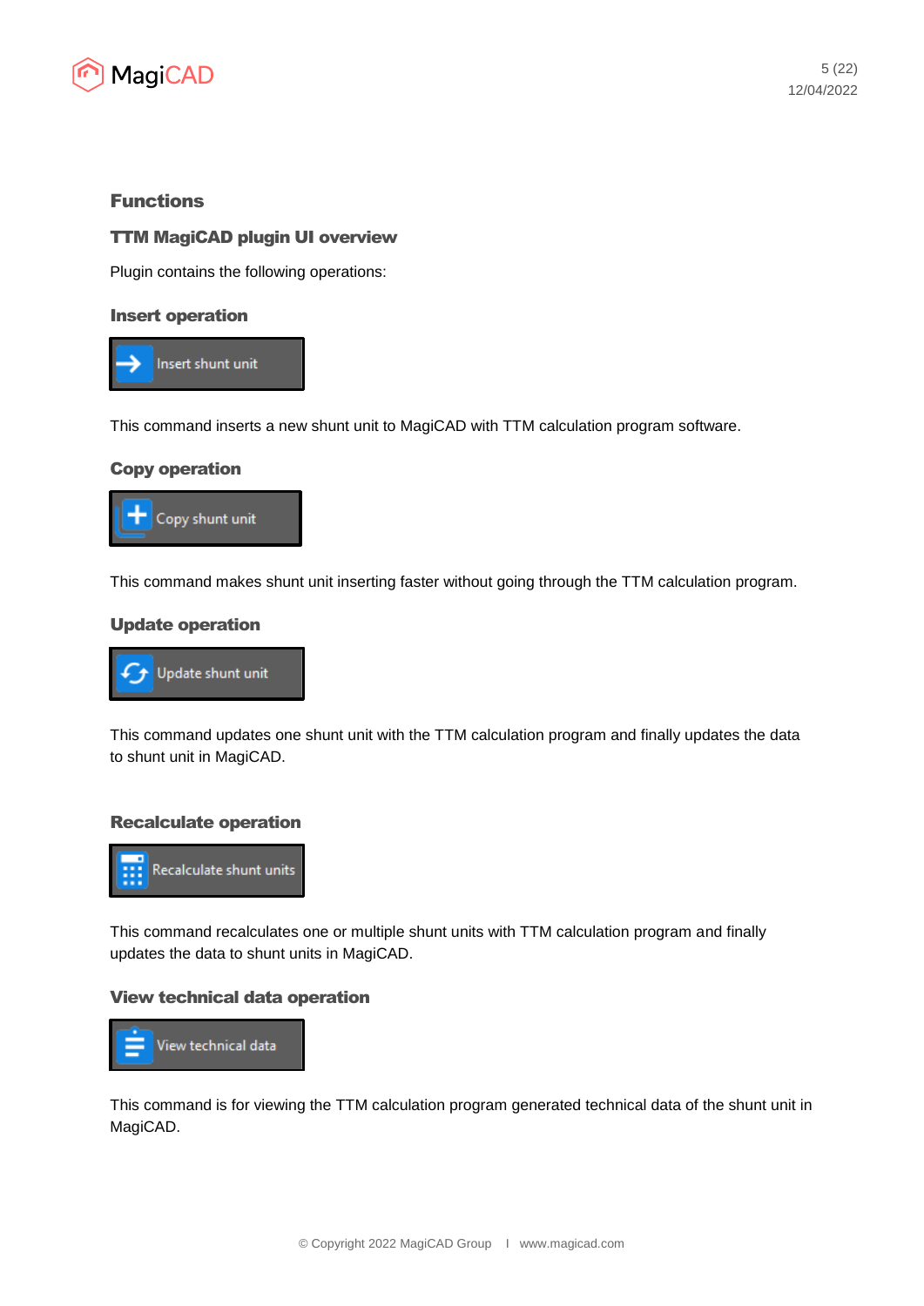## Functions

### TTM MagiCAD plugin UI overview

Plugin contains the following operations:

#### Insert operation

Insert shunt unit

This command inserts a new shunt unit to MagiCAD with TTM calculation program software.

#### Copy operation

Copy shunt unit

This command makes shunt unit inserting faster without going through the TTM calculation program.

#### Update operation

Update shunt unit

This command updates one shunt unit with the TTM calculation program and finally updates the data to shunt unit in MagiCAD.

#### Recalculate operation

Recalculate shunt units

This command recalculates one or multiple shunt units with TTM calculation program and finally updates the data to shunt units in MagiCAD.

#### View technical data operation

View technical data

This command is for viewing the TTM calculation program generated technical data of the shunt unit in MagiCAD.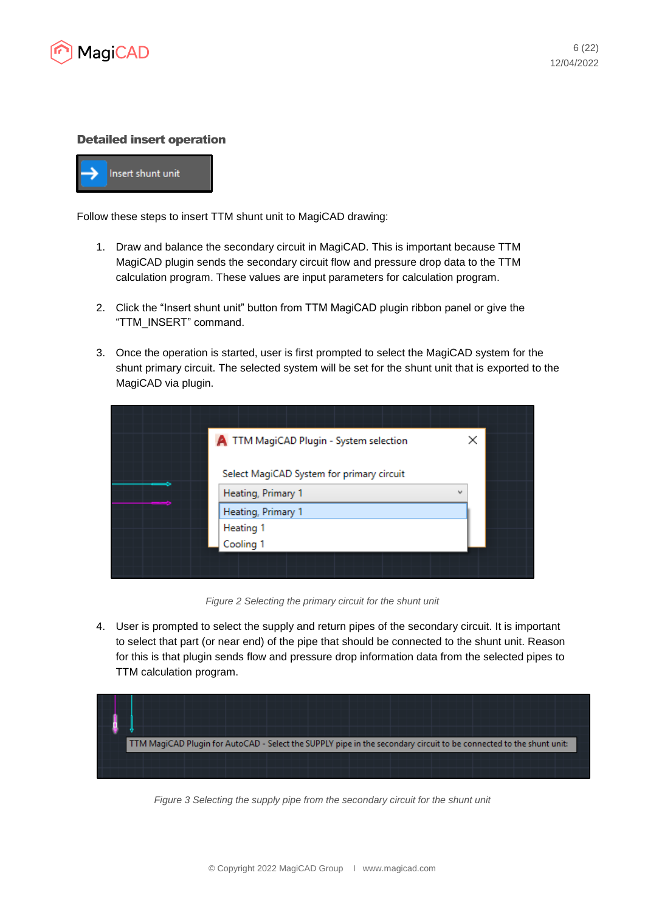### Detailed insert operation

Follow these steps to insert TTM shunt unit to MagiCAD drawing:

1. Draw and balance the secondary circuit in MagiCAD. This is important because TTM MagiCAD plugin sends the secondary circuit flow and pressure drop data to the TTM calculation program. These values are input parameters for calculation program.

2. Click the “Insert shunt unit” button from TTM MagiCAD plugin ribbon panel or give the “TTM_INSERT” command.

3. Once the operation is started, user is first prompted to select the MagiCAD system for the shunt primary circuit. The selected system will be set for the shunt unit that is exported to the MagiCAD via plugin.

*Figure 2 Selecting the primary circuit for the shunt unit*

4. User is prompted to select the supply and return pipes of the secondary circuit. It is important to select that part (or near end) of the pipe that should be connected to the shunt unit. Reason for this is that plugin sends flow and pressure drop information data from the selected pipes to TTM calculation program.

*Figure 3 Selecting the supply pipe from the secondary circuit for the shunt unit*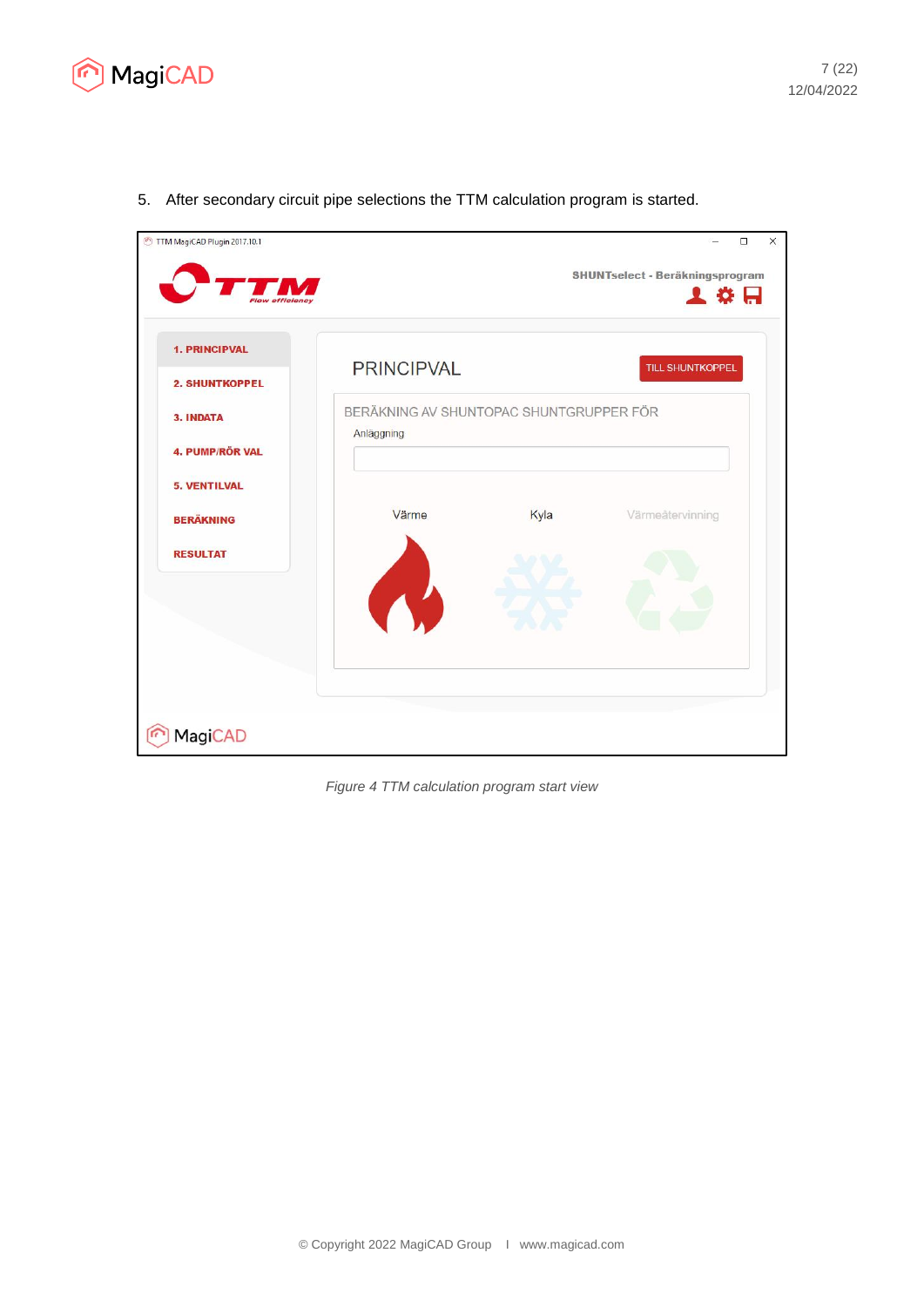5. After secondary circuit pipe selections the TTM calculation program is started.

*Figure 4 TTM calculation program start view*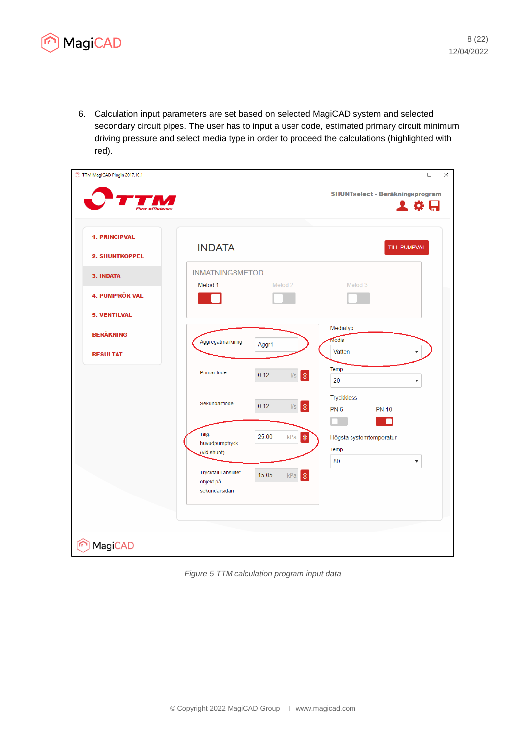6. Calculation input parameters are set based on selected MagiCAD system and selected secondary circuit pipes. The user has to input a user code, estimated primary circuit minimum driving pressure and select media type in order to proceed the calculations (highlighted with red).

*Figure 5 TTM calculation program input data*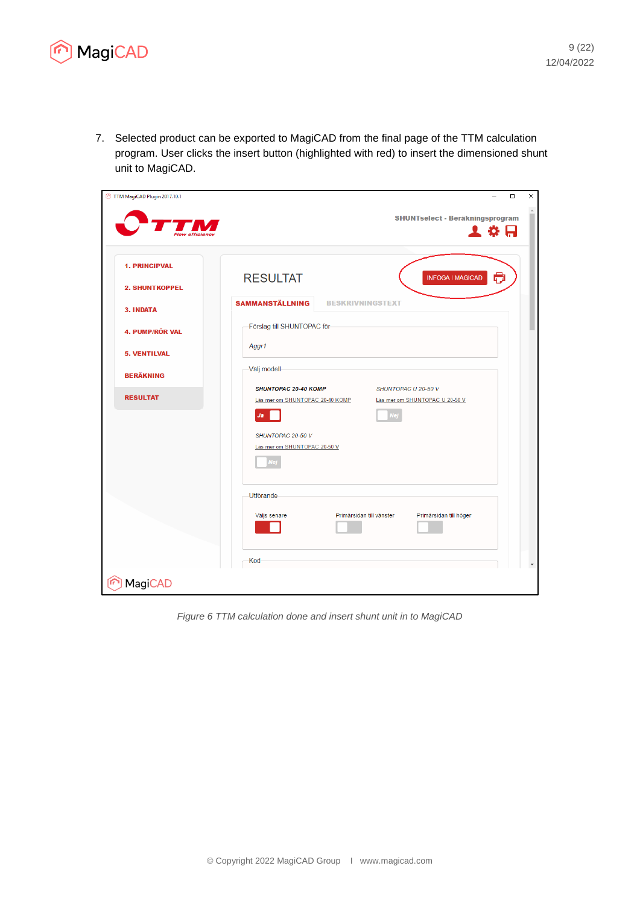7. Selected product can be exported to MagiCAD from the final page of the TTM calculation program. User clicks the insert button (highlighted with red) to insert the dimensioned shunt unit to MagiCAD.

*Figure 6 TTM calculation done and insert shunt unit in to MagiCAD*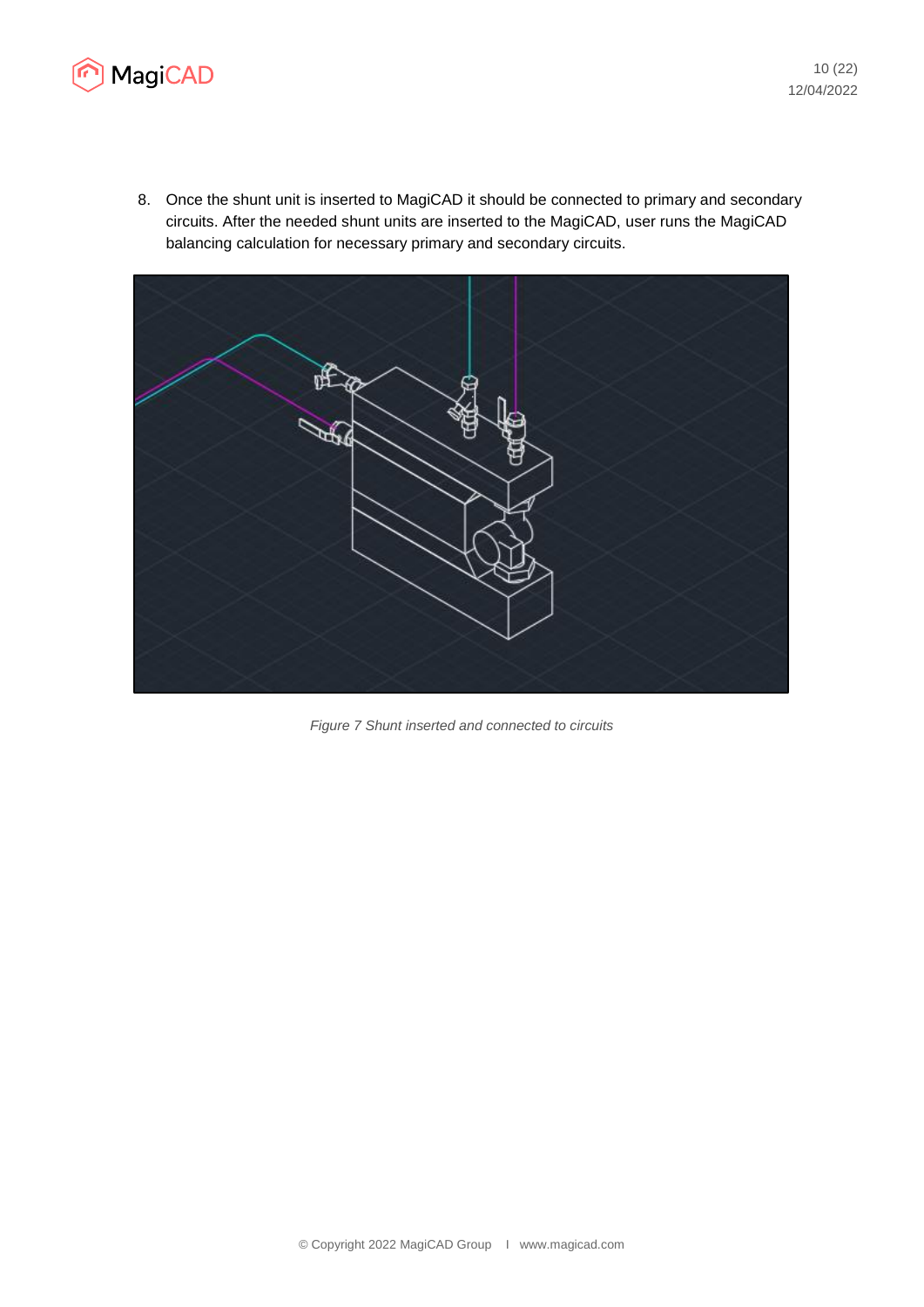8. Once the shunt unit is inserted to MagiCAD it should be connected to primary and secondary circuits. After the needed shunt units are inserted to the MagiCAD, user runs the MagiCAD balancing calculation for necessary primary and secondary circuits.

*Figure 7 Shunt inserted and connected to circuits*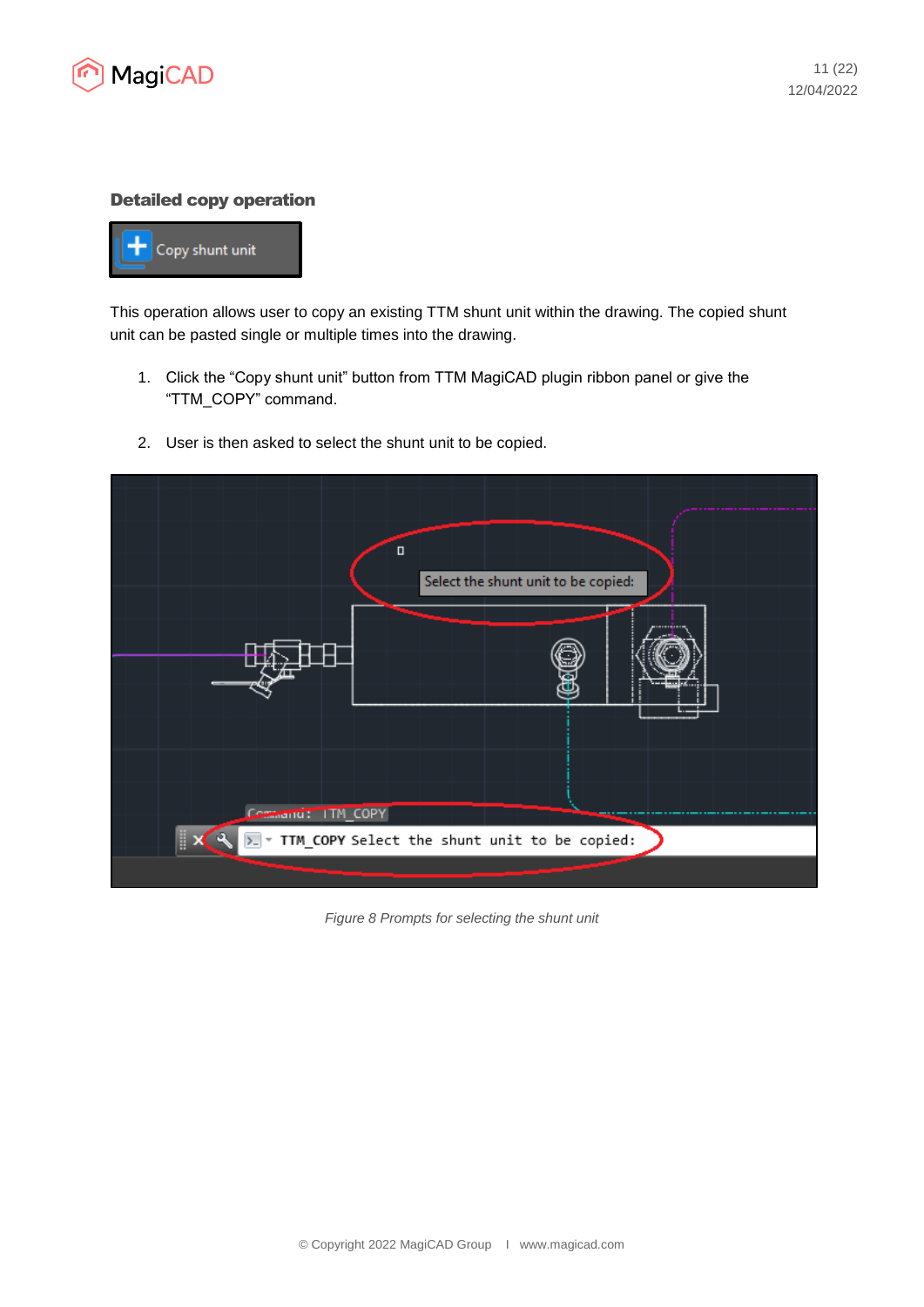### Detailed copy operation

This operation allows user to copy an existing TTM shunt unit within the drawing. The copied shunt unit can be pasted single or multiple times into the drawing.

1. Click the “Copy shunt unit” button from TTM MagiCAD plugin ribbon panel or give the “TTM_COPY” command.

2. User is then asked to select the shunt unit to be copied.

*Figure 8 Prompts for selecting the shunt unit*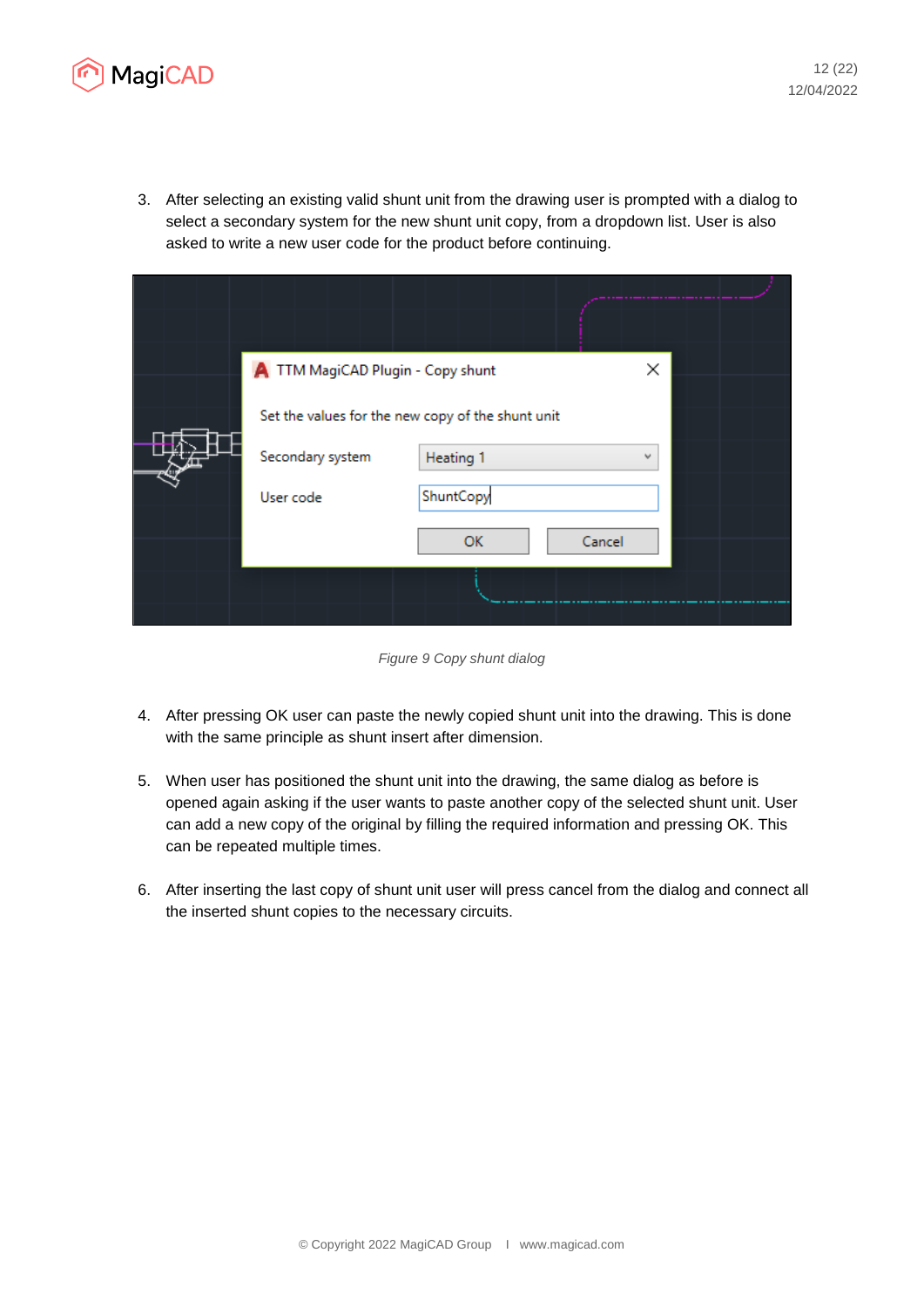3. After selecting an existing valid shunt unit from the drawing user is prompted with a dialog to select a secondary system for the new shunt unit copy, from a dropdown list. User is also asked to write a new user code for the product before continuing.

*Figure 9 Copy shunt dialog*

4. After pressing OK user can paste the newly copied shunt unit into the drawing. This is done with the same principle as shunt insert after dimension.

5. When user has positioned the shunt unit into the drawing, the same dialog as before is opened again asking if the user wants to paste another copy of the selected shunt unit. User can add a new copy of the original by filling the required information and pressing OK. This can be repeated multiple times.

6. After inserting the last copy of shunt unit user will press cancel from the dialog and connect all the inserted shunt copies to the necessary circuits.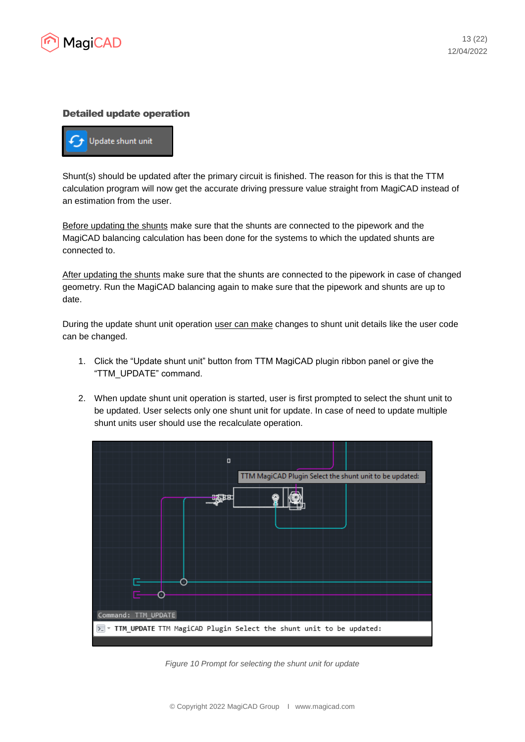### Detailed update operation

Update shunt unit

Shunt(s) should be updated after the primary circuit is finished. The reason for this is that the TTM calculation program will now get the accurate driving pressure value straight from MagiCAD instead of an estimation from the user.

Before updating the shunts make sure that the shunts are connected to the pipework and the MagiCAD balancing calculation has been done for the systems to which the updated shunts are connected to.

After updating the shunts make sure that the shunts are connected to the pipework in case of changed geometry. Run the MagiCAD balancing again to make sure that the pipework and shunts are up to date.

During the update shunt unit operation user can make changes to shunt unit details like the user code can be changed.

1. Click the “Update shunt unit” button from TTM MagiCAD plugin ribbon panel or give the “TTM_UPDATE” command.

2. When update shunt unit operation is started, user is first prompted to select the shunt unit to be updated. User selects only one shunt unit for update. In case of need to update multiple shunt units user should use the recalculate operation.

*Figure 10 Prompt for selecting the shunt unit for update*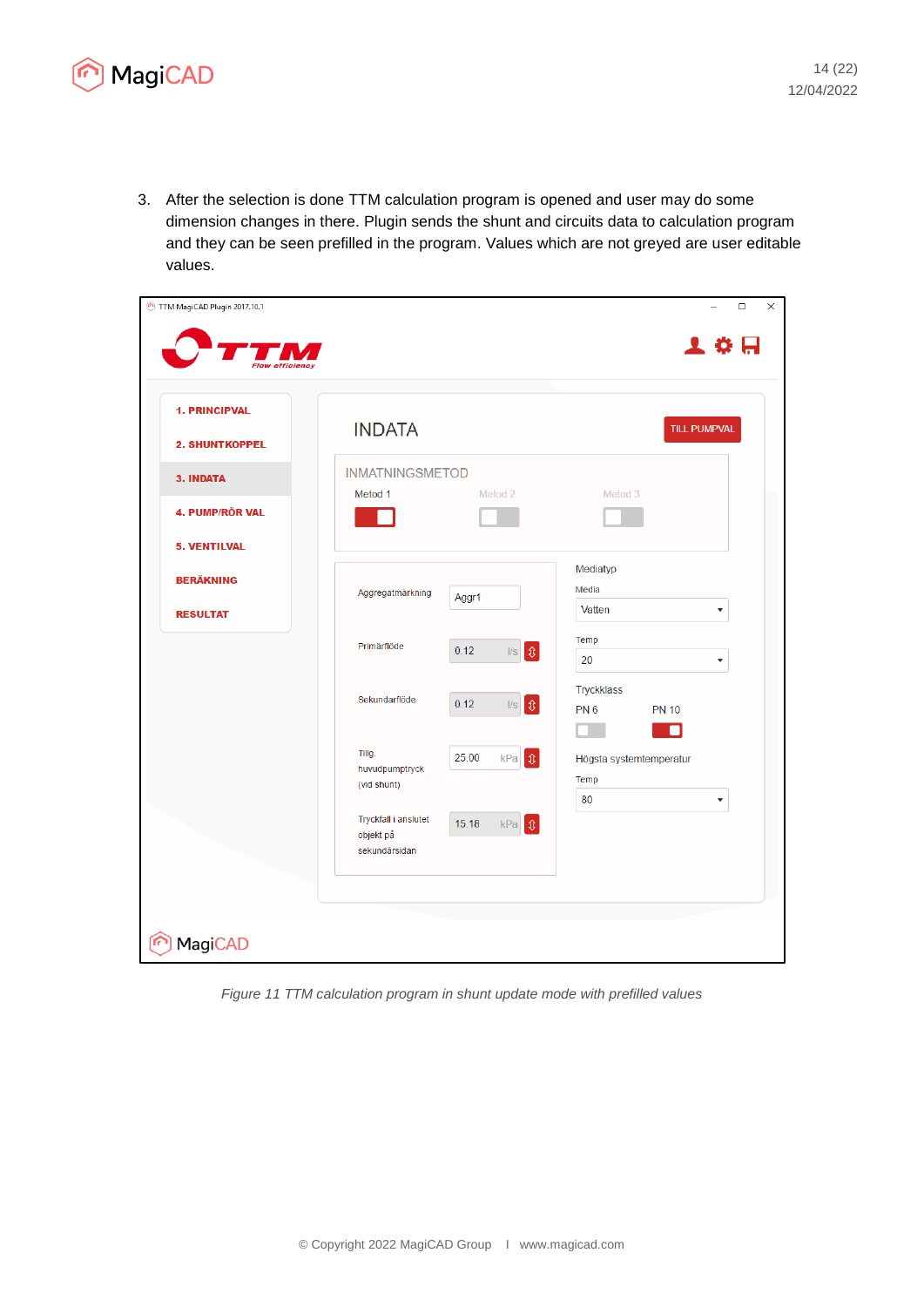3. After the selection is done TTM calculation program is opened and user may do some dimension changes in there. Plugin sends the shunt and circuits data to calculation program and they can be seen prefilled in the program. Values which are not greyed are user editable values.

*Figure 11 TTM calculation program in shunt update mode with prefilled values*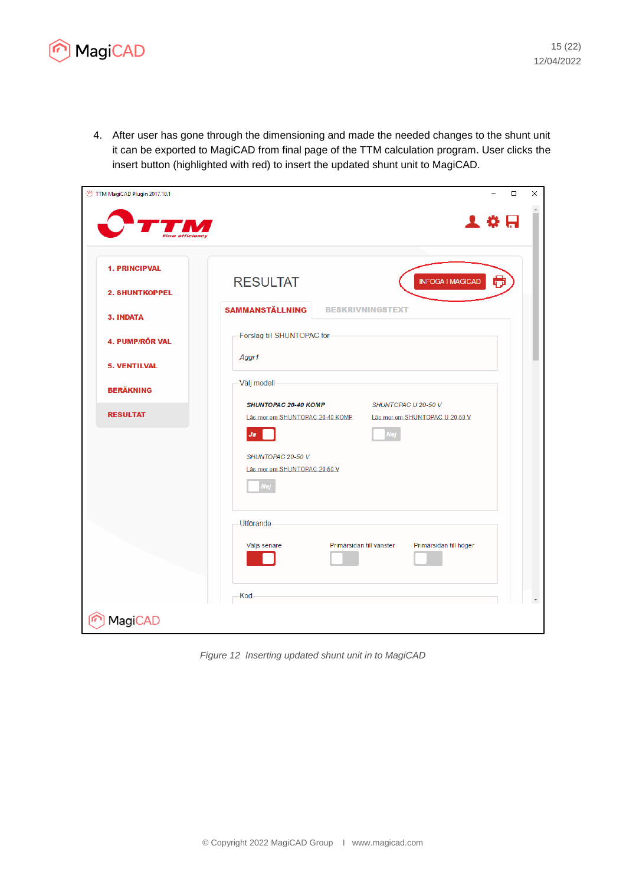4. After user has gone through the dimensioning and made the needed changes to the shunt unit it can be exported to MagiCAD from final page of the TTM calculation program. User clicks the insert button (highlighted with red) to insert the updated shunt unit to MagiCAD.

*Figure 12 Inserting updated shunt unit in to MagiCAD*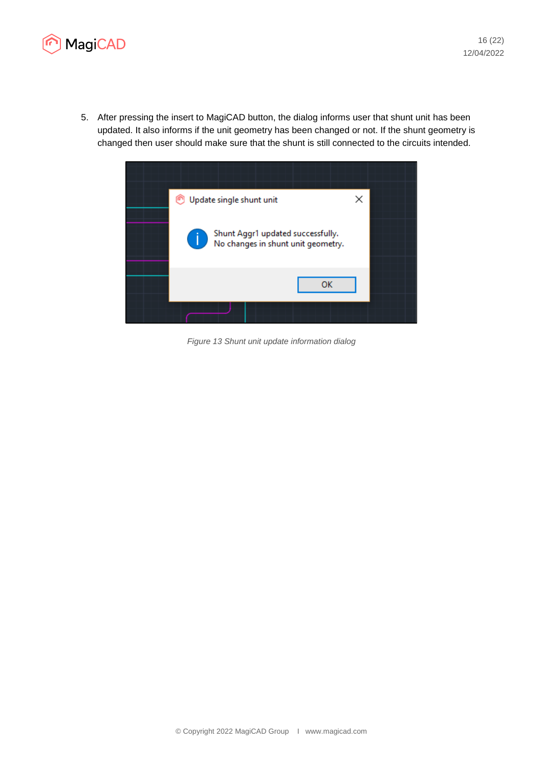5. After pressing the insert to MagiCAD button, the dialog informs user that shunt unit has been updated. It also informs if the unit geometry has been changed or not. If the shunt geometry is changed then user should make sure that the shunt is still connected to the circuits intended.

*Figure 13 Shunt unit update information dialog*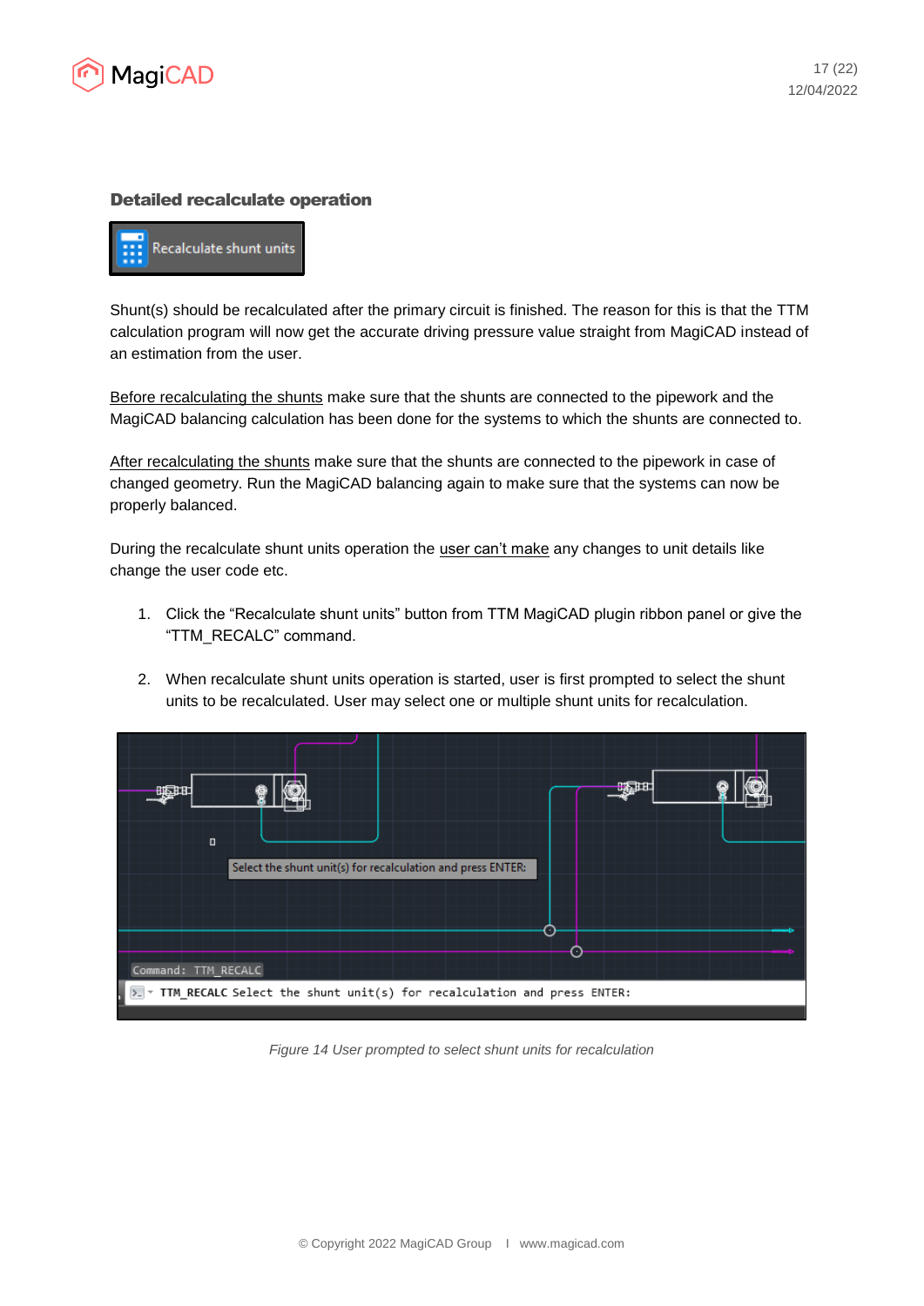### Detailed recalculate operation

Shunt(s) should be recalculated after the primary circuit is finished. The reason for this is that the TTM calculation program will now get the accurate driving pressure value straight from MagiCAD instead of an estimation from the user.

Before recalculating the shunts make sure that the shunts are connected to the pipework and the MagiCAD balancing calculation has been done for the systems to which the shunts are connected to.

After recalculating the shunts make sure that the shunts are connected to the pipework in case of changed geometry. Run the MagiCAD balancing again to make sure that the systems can now be properly balanced.

During the recalculate shunt units operation the user can't make any changes to unit details like change the user code etc.

1. Click the "Recalculate shunt units" button from TTM MagiCAD plugin ribbon panel or give the "TTM_RECALC" command.

2. When recalculate shunt units operation is started, user is first prompted to select the shunt units to be recalculated. User may select one or multiple shunt units for recalculation.

*Figure 14 User prompted to select shunt units for recalculation*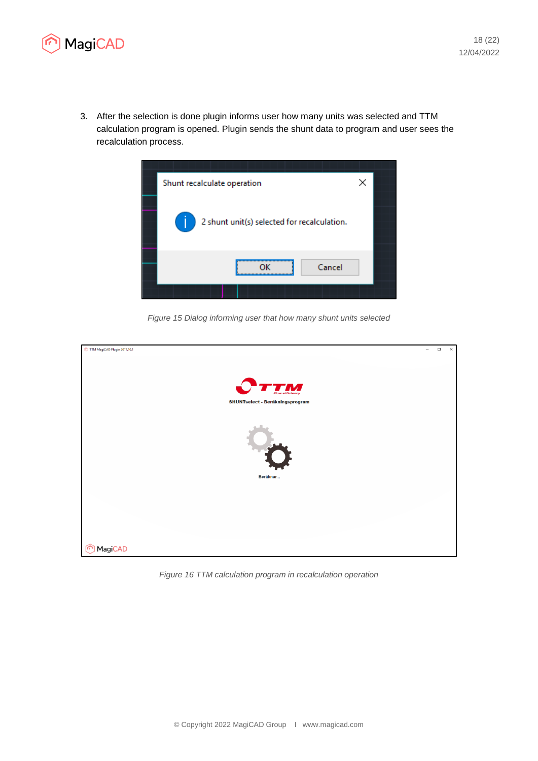3. After the selection is done plugin informs user how many units was selected and TTM calculation program is opened. Plugin sends the shunt data to program and user sees the recalculation process.

*Figure 15 Dialog informing user that how many shunt units selected*

*Figure 16 TTM calculation program in recalculation operation*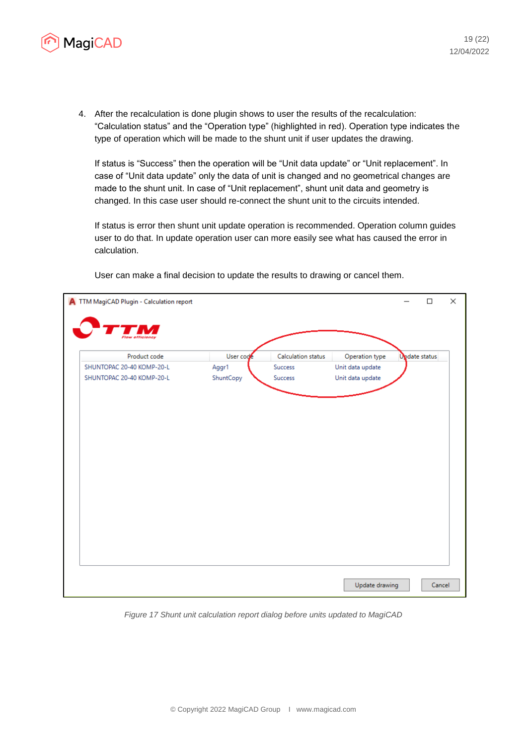4. After the recalculation is done plugin shows to user the results of the recalculation: "Calculation status" and the "Operation type" (highlighted in red). Operation type indicates the type of operation which will be made to the shunt unit if user updates the drawing.

   If status is "Success" then the operation will be "Unit data update" or "Unit replacement". In case of "Unit data update" only the data of unit is changed and no geometrical changes are made to the shunt unit. In case of "Unit replacement", shunt unit data and geometry is changed. In this case user should re-connect the shunt unit to the circuits intended.

   If status is error then shunt unit update operation is recommended. Operation column guides user to do that. In update operation user can more easily see what has caused the error in calculation.

   User can make a final decision to update the results to drawing or cancel them.

TTM MagiCAD Plugin - Calculation report

| Product code | User code | Calculation status | Operation type | Update status |
|---|---|---|---|---|
| SHUNTOPAC 20-40 KOMP-20-L | Aggr1 | Success | Unit data update | |
| SHUNTOPAC 20-40 KOMP-20-L | ShuntCopy | Success | Unit data update | |

Update drawing | Cancel

*Figure 17 Shunt unit calculation report dialog before units updated to MagiCAD*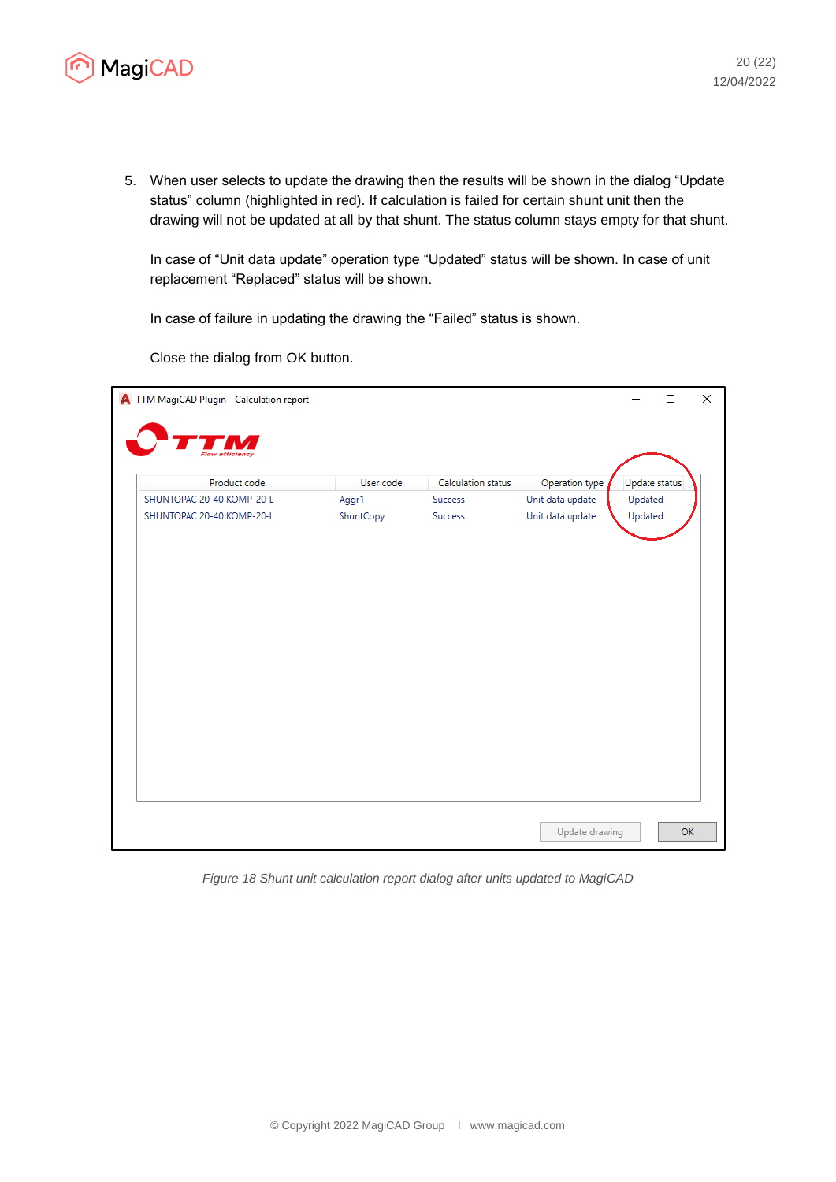5. When user selects to update the drawing then the results will be shown in the dialog “Update status” column (highlighted in red). If calculation is failed for certain shunt unit then the drawing will not be updated at all by that shunt. The status column stays empty for that shunt.

   In case of “Unit data update” operation type “Updated” status will be shown. In case of unit replacement “Replaced” status will be shown.

   In case of failure in updating the drawing the “Failed” status is shown.

   Close the dialog from OK button.

TTM MagiCAD Plugin - Calculation report

| Product code | User code | Calculation status | Operation type | Update status |
| --- | --- | --- | --- | --- |
| SHUNTOPAC 20-40 KOMP-20-L | Aggr1 | Success | Unit data update | Updated |
| SHUNTOPAC 20-40 KOMP-20-L | ShuntCopy | Success | Unit data update | Updated |

Update drawing | OK

*Figure 18 Shunt unit calculation report dialog after units updated to MagiCAD*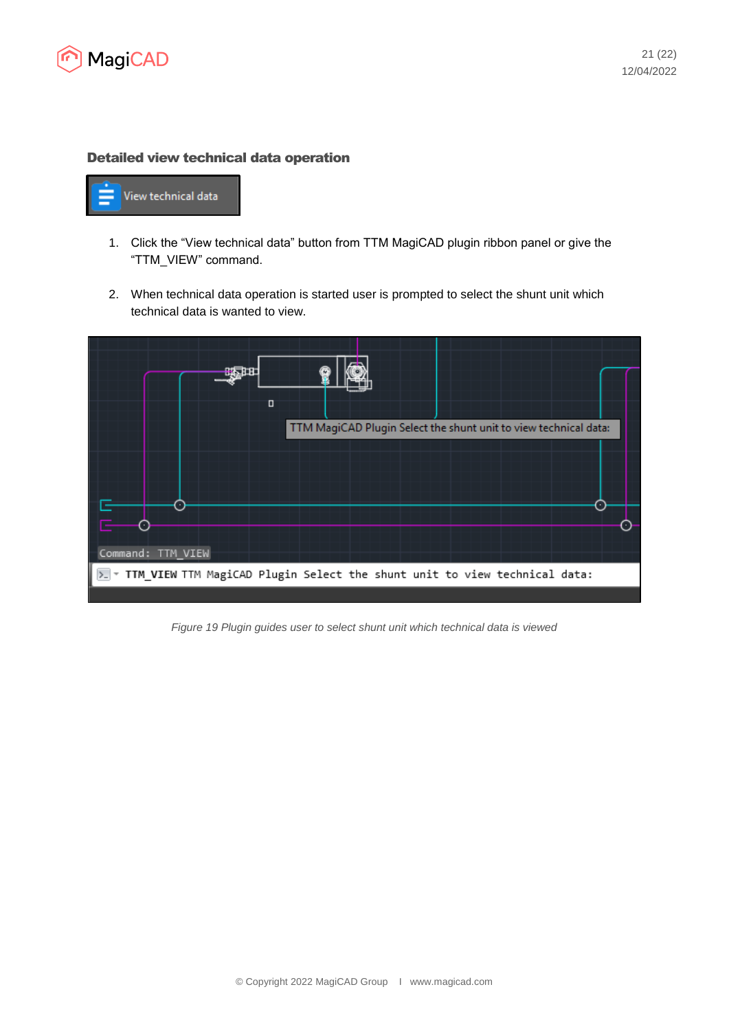### Detailed view technical data operation

1. Click the “View technical data” button from TTM MagiCAD plugin ribbon panel or give the “TTM_VIEW” command.

2. When technical data operation is started user is prompted to select the shunt unit which technical data is wanted to view.

*Figure 19 Plugin guides user to select shunt unit which technical data is viewed*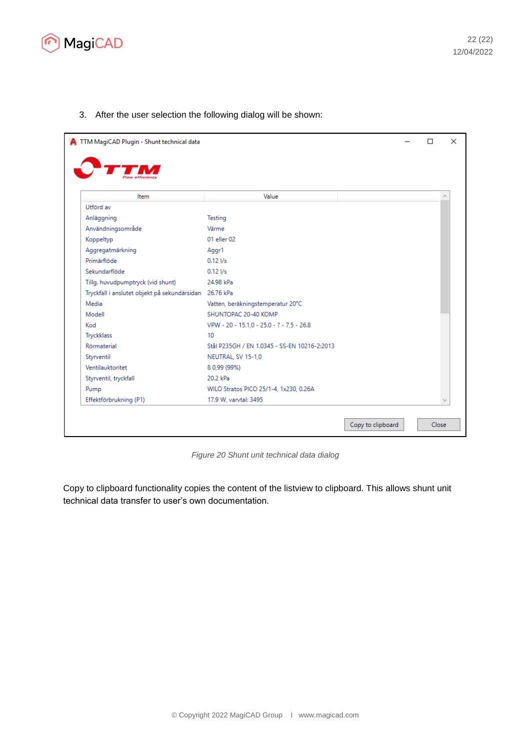3. After the user selection the following dialog will be shown:

TTM MagiCAD Plugin - Shunt technical data

| Item | Value |
|---|---|
| Utförd av | |
| Anläggning | Testing |
| Användningsområde | Värme |
| Koppeltyp | 01 eller 02 |
| Aggregatmärkning | Aggr1 |
| Primärflöde | 0.12 l/s |
| Sekundarflöde | 0.12 l/s |
| Tillg. huvudpumptryck (vid shunt) | 24.98 kPa |
| Tryckfall i anslutet objekt på sekundärsidan | 26.76 kPa |
| Media | Vatten, beräkningstemperatur 20°C |
| Modell | SHUNTOPAC 20-40 KOMP |
| Kod | VPW - 20 - 15.1,0 - 25.0 - ? - 7,5 - 26.8 |
| Tryckklass | 10 |
| Rörmaterial | Stål P235GH / EN 1.0345 - SS-EN 10216-2:2013 |
| Styrventil | NEUTRAL, SV 15-1,0 |
| Ventilauktoritet | ß 0,99 (99%) |
| Styrventil, tryckfall | 20.2 kPa |
| Pump | WILO Stratos PICO 25/1-4, 1x230, 0.26A |
| Effektförbrukning (P1) | 17.9 W, varvtal: 3495 |

Copy to clipboard | Close

*Figure 20 Shunt unit technical data dialog*

Copy to clipboard functionality copies the content of the listview to clipboard. This allows shunt unit technical data transfer to user's own documentation.